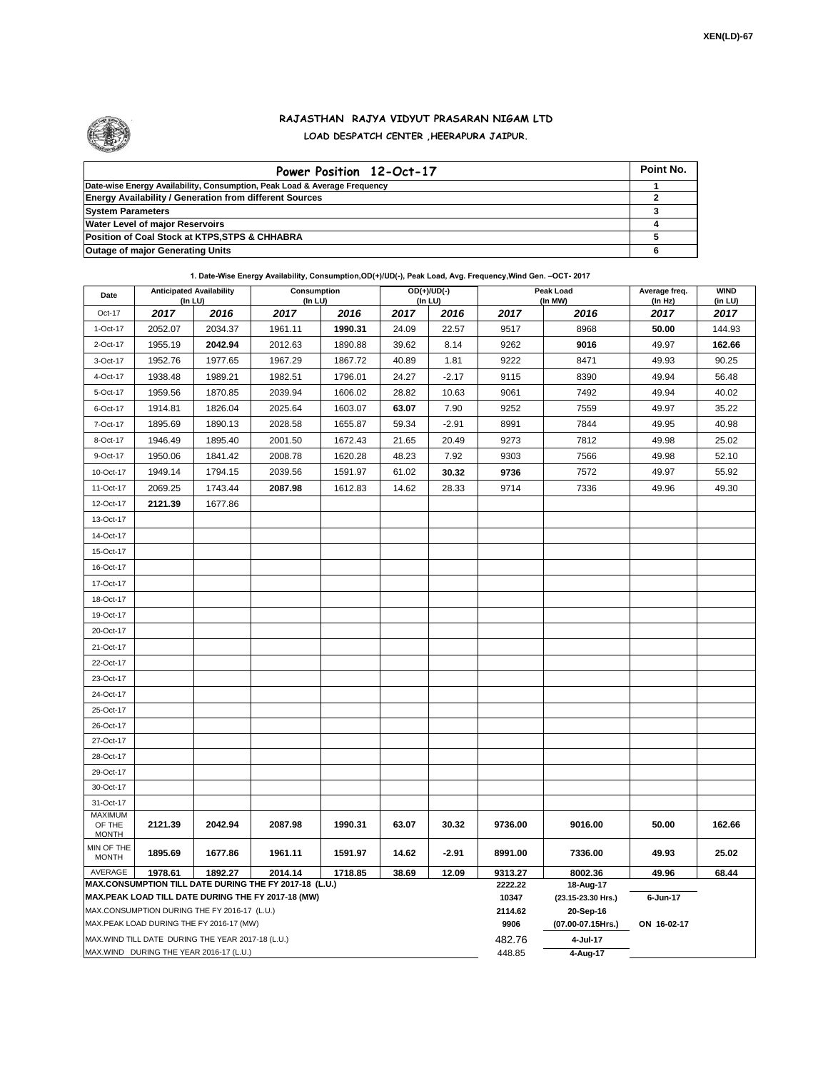XEN(LD)-67

# RAJASTHAN RAJYA VIDYUT PRASARAN NIGAM LTD

## LOAD DESPATCH CENTER ,HEERAPURA JAIPUR.

| Power Position 12-Oct-17 | Point No. |
|---|---|
| Date-wise Energy Availability, Consumption, Peak Load & Average Frequency | 1 |
| Energy Availability / Generation from different Sources | 2 |
| System Parameters | 3 |
| Water Level of major Reservoirs | 4 |
| Position of Coal Stock at KTPS,STPS & CHHABRA | 5 |
| Outage of major Generating Units | 6 |

**1. Date-Wise Energy Availability, Consumption,OD(+)/UD(-), Peak Load, Avg. Frequency,Wind Gen. –OCT- 2017**

| Date | Anticipated Availability (In LU) | | Consumption (In LU) | | OD(+)/UD(-) (In LU) | | Peak Load (In MW) | | Average freq. (In Hz) | WIND (in LU) |
|---|---|---|---|---|---|---|---|---|---|---|
| Oct-17 | 2017 | 2016 | 2017 | 2016 | 2017 | 2016 | 2017 | 2016 | 2017 | 2017 |
| 1-Oct-17 | 2052.07 | 2034.37 | 1961.11 | **1990.31** | 24.09 | 22.57 | 9517 | 8968 | **50.00** | 144.93 |
| 2-Oct-17 | 1955.19 | **2042.94** | 2012.63 | 1890.88 | 39.62 | 8.14 | 9262 | **9016** | 49.97 | **162.66** |
| 3-Oct-17 | 1952.76 | 1977.65 | 1967.29 | 1867.72 | 40.89 | 1.81 | 9222 | 8471 | 49.93 | 90.25 |
| 4-Oct-17 | 1938.48 | 1989.21 | 1982.51 | 1796.01 | 24.27 | -2.17 | 9115 | 8390 | 49.94 | 56.48 |
| 5-Oct-17 | 1959.56 | 1870.85 | 2039.94 | 1606.02 | 28.82 | 10.63 | 9061 | 7492 | 49.94 | 40.02 |
| 6-Oct-17 | 1914.81 | 1826.04 | 2025.64 | 1603.07 | **63.07** | 7.90 | 9252 | 7559 | 49.97 | 35.22 |
| 7-Oct-17 | 1895.69 | 1890.13 | 2028.58 | 1655.87 | 59.34 | -2.91 | 8991 | 7844 | 49.95 | 40.98 |
| 8-Oct-17 | 1946.49 | 1895.40 | 2001.50 | 1672.43 | 21.65 | 20.49 | 9273 | 7812 | 49.98 | 25.02 |
| 9-Oct-17 | 1950.06 | 1841.42 | 2008.78 | 1620.28 | 48.23 | 7.92 | 9303 | 7566 | 49.98 | 52.10 |
| 10-Oct-17 | 1949.14 | 1794.15 | 2039.56 | 1591.97 | 61.02 | **30.32** | **9736** | 7572 | 49.97 | 55.92 |
| 11-Oct-17 | 2069.25 | 1743.44 | **2087.98** | 1612.83 | 14.62 | 28.33 | 9714 | 7336 | 49.96 | 49.30 |
| 12-Oct-17 | **2121.39** | 1677.86 | | | | | | | | |
| 13-Oct-17 | | | | | | | | | | |
| 14-Oct-17 | | | | | | | | | | |
| 15-Oct-17 | | | | | | | | | | |
| 16-Oct-17 | | | | | | | | | | |
| 17-Oct-17 | | | | | | | | | | |
| 18-Oct-17 | | | | | | | | | | |
| 19-Oct-17 | | | | | | | | | | |
| 20-Oct-17 | | | | | | | | | | |
| 21-Oct-17 | | | | | | | | | | |
| 22-Oct-17 | | | | | | | | | | |
| 23-Oct-17 | | | | | | | | | | |
| 24-Oct-17 | | | | | | | | | | |
| 25-Oct-17 | | | | | | | | | | |
| 26-Oct-17 | | | | | | | | | | |
| 27-Oct-17 | | | | | | | | | | |
| 28-Oct-17 | | | | | | | | | | |
| 29-Oct-17 | | | | | | | | | | |
| 30-Oct-17 | | | | | | | | | | |
| 31-Oct-17 | | | | | | | | | | |
| MAXIMUM OF THE MONTH | **2121.39** | **2042.94** | **2087.98** | **1990.31** | **63.07** | **30.32** | **9736.00** | **9016.00** | **50.00** | **162.66** |
| MIN OF THE MONTH | **1895.69** | **1677.86** | **1961.11** | **1591.97** | **14.62** | **-2.91** | **8991.00** | **7336.00** | **49.93** | **25.02** |
| AVERAGE | **1978.61** | **1892.27** | **2014.14** | **1718.85** | **38.69** | **12.09** | **9313.27** | **8002.36** | **49.96** | **68.44** |
| **MAX.CONSUMPTION TILL DATE DURING THE FY 2017-18 (L.U.)** | | | | | | | **2222.22** | **18-Aug-17** | | |
| **MAX.PEAK LOAD TILL DATE DURING THE FY 2017-18 (MW)** | | | | | | | **10347** | **(23.15-23.30 Hrs.)** | **6-Jun-17** | |
| MAX.CONSUMPTION DURING THE FY 2016-17 (L.U.) | | | | | | | **2114.62** | **20-Sep-16** | | |
| MAX.PEAK LOAD DURING THE FY 2016-17 (MW) | | | | | | | **9906** | **(07.00-07.15Hrs.)** | **ON 16-02-17** | |
| MAX.WIND TILL DATE DURING THE YEAR 2017-18 (L.U.) | | | | | | | 482.76 | **4-Jul-17** | | |
| MAX.WIND DURING THE YEAR 2016-17 (L.U.) | | | | | | | 448.85 | **4-Aug-17** | | |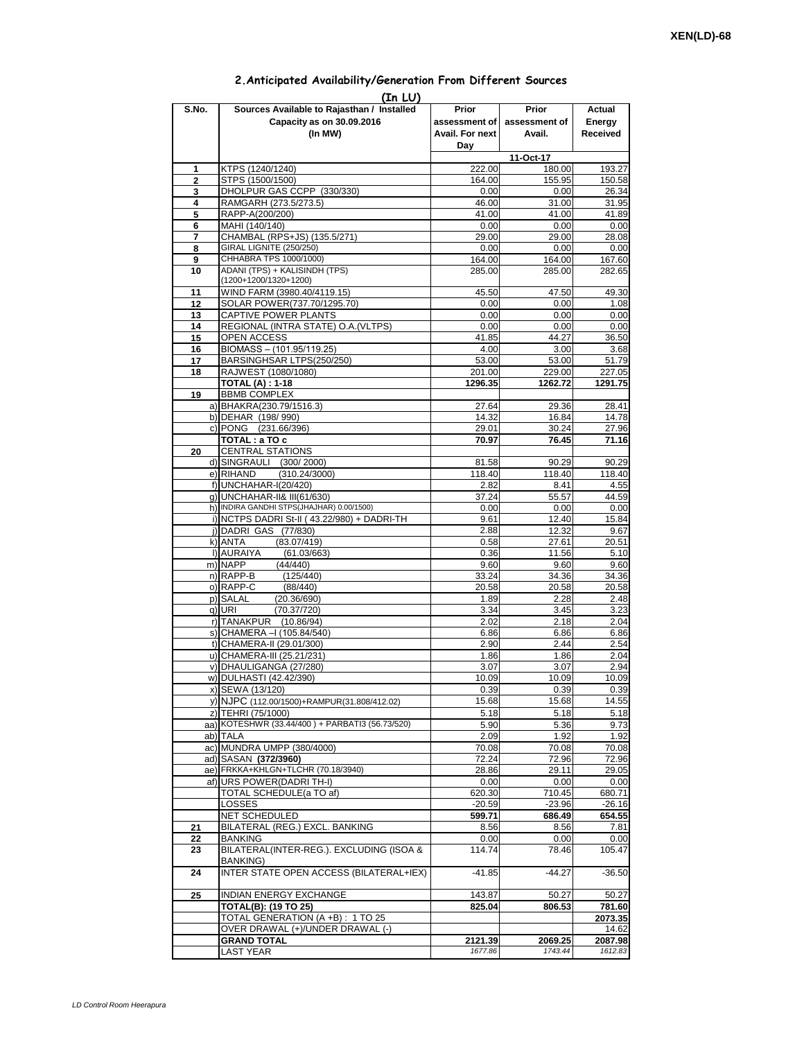XEN(LD)-68

## 2.Anticipated Availability/Generation From Different Sources

(In LU)

| S.No. | Sources Available to Rajasthan / Installed Capacity as on 30.09.2016 (In MW) | Prior assessment of Avail. For next Day | Prior assessment of Avail. | Actual Energy Received |
|---|---|---|---|---|
| | | 11-Oct-17 | | |
| 1 | KTPS (1240/1240) | 222.00 | 180.00 | 193.27 |
| 2 | STPS (1500/1500) | 164.00 | 155.95 | 150.58 |
| 3 | DHOLPUR GAS CCPP (330/330) | 0.00 | 0.00 | 26.34 |
| 4 | RAMGARH (273.5/273.5) | 46.00 | 31.00 | 31.95 |
| 5 | RAPP-A(200/200) | 41.00 | 41.00 | 41.89 |
| 6 | MAHI (140/140) | 0.00 | 0.00 | 0.00 |
| 7 | CHAMBAL (RPS+JS) (135.5/271) | 29.00 | 29.00 | 28.08 |
| 8 | GIRAL LIGNITE (250/250) | 0.00 | 0.00 | 0.00 |
| 9 | CHHABRA TPS 1000/1000) | 164.00 | 164.00 | 167.60 |
| 10 | ADANI (TPS) + KALISINDH (TPS) (1200+1200/1320+1200) | 285.00 | 285.00 | 282.65 |
| 11 | WIND FARM (3980.40/4119.15) | 45.50 | 47.50 | 49.30 |
| 12 | SOLAR POWER(737.70/1295.70) | 0.00 | 0.00 | 1.08 |
| 13 | CAPTIVE POWER PLANTS | 0.00 | 0.00 | 0.00 |
| 14 | REGIONAL (INTRA STATE) O.A.(VLTPS) | 0.00 | 0.00 | 0.00 |
| 15 | OPEN ACCESS | 41.85 | 44.27 | 36.50 |
| 16 | BIOMASS – (101.95/119.25) | 4.00 | 3.00 | 3.68 |
| 17 | BARSINGHSAR LTPS(250/250) | 53.00 | 53.00 | 51.79 |
| 18 | RAJWEST (1080/1080) | 201.00 | 229.00 | 227.05 |
| | **TOTAL (A) : 1-18** | **1296.35** | **1262.72** | **1291.75** |
| 19 | BBMB COMPLEX | | | |
| a) | BHAKRA(230.79/1516.3) | 27.64 | 29.36 | 28.41 |
| b) | DEHAR (198/ 990) | 14.32 | 16.84 | 14.78 |
| c) | PONG (231.66/396) | 29.01 | 30.24 | 27.96 |
| | **TOTAL : a TO c** | **70.97** | **76.45** | **71.16** |
| 20 | CENTRAL STATIONS | | | |
| d) | SINGRAULI (300/ 2000) | 81.58 | 90.29 | 90.29 |
| e) | RIHAND (310.24/3000) | 118.40 | 118.40 | 118.40 |
| f) | UNCHAHAR-I(20/420) | 2.82 | 8.41 | 4.55 |
| g) | UNCHAHAR-II& III(61/630) | 37.24 | 55.57 | 44.59 |
| h) | INDIRA GANDHI STPS(JHAJHAR) 0.00/1500) | 0.00 | 0.00 | 0.00 |
| i) | NCTPS DADRI St-II ( 43.22/980) + DADRI-TH | 9.61 | 12.40 | 15.84 |
| j) | DADRI GAS (77/830) | 2.88 | 12.32 | 9.67 |
| k) | ANTA (83.07/419) | 0.58 | 27.61 | 20.51 |
| l) | AURAIYA (61.03/663) | 0.36 | 11.56 | 5.10 |
| m) | NAPP (44/440) | 9.60 | 9.60 | 9.60 |
| n) | RAPP-B (125/440) | 33.24 | 34.36 | 34.36 |
| o) | RAPP-C (88/440) | 20.58 | 20.58 | 20.58 |
| p) | SALAL (20.36/690) | 1.89 | 2.28 | 2.48 |
| q) | URI (70.37/720) | 3.34 | 3.45 | 3.23 |
| r) | TANAKPUR (10.86/94) | 2.02 | 2.18 | 2.04 |
| s) | CHAMERA –I (105.84/540) | 6.86 | 6.86 | 6.86 |
| t) | CHAMERA-II (29.01/300) | 2.90 | 2.44 | 2.54 |
| u) | CHAMERA-III (25.21/231) | 1.86 | 1.86 | 2.04 |
| v) | DHAULIGANGA (27/280) | 3.07 | 3.07 | 2.94 |
| w) | DULHASTI (42.42/390) | 10.09 | 10.09 | 10.09 |
| x) | SEWA (13/120) | 0.39 | 0.39 | 0.39 |
| y) | NJPC (112.00/1500)+RAMPUR(31.808/412.02) | 15.68 | 15.68 | 14.55 |
| z) | TEHRI (75/1000) | 5.18 | 5.18 | 5.18 |
| aa) | KOTESHWR (33.44/400 ) + PARBATI3 (56.73/520) | 5.90 | 5.36 | 9.73 |
| ab) | TALA | 2.09 | 1.92 | 1.92 |
| ac) | MUNDRA UMPP (380/4000) | 70.08 | 70.08 | 70.08 |
| ad) | SASAN **(372/3960)** | 72.24 | 72.96 | 72.96 |
| ae) | FRKKA+KHLGN+TLCHR (70.18/3940) | 28.86 | 29.11 | 29.05 |
| af) | URS POWER(DADRI TH-I) | 0.00 | 0.00 | 0.00 |
| | TOTAL SCHEDULE(a TO af) | 620.30 | 710.45 | 680.71 |
| | LOSSES | -20.59 | -23.96 | -26.16 |
| | NET SCHEDULED | **599.71** | **686.49** | **654.55** |
| 21 | BILATERAL (REG.) EXCL. BANKING | 8.56 | 8.56 | 7.81 |
| 22 | BANKING | 0.00 | 0.00 | 0.00 |
| 23 | BILATERAL(INTER-REG.). EXCLUDING (ISOA & BANKING) | 114.74 | 78.46 | 105.47 |
| 24 | INTER STATE OPEN ACCESS (BILATERAL+IEX) | -41.85 | -44.27 | -36.50 |
| 25 | INDIAN ENERGY EXCHANGE | 143.87 | 50.27 | 50.27 |
| | **TOTAL(B): (19 TO 25)** | **825.04** | **806.53** | **781.60** |
| | TOTAL GENERATION (A +B) : 1 TO 25 | | | **2073.35** |
| | OVER DRAWAL (+)/UNDER DRAWAL (-) | | | 14.62 |
| | **GRAND TOTAL** | **2121.39** | **2069.25** | **2087.98** |
| | LAST YEAR | *1677.86* | *1743.44* | *1612.83* |

*LD Control Room Heerapura*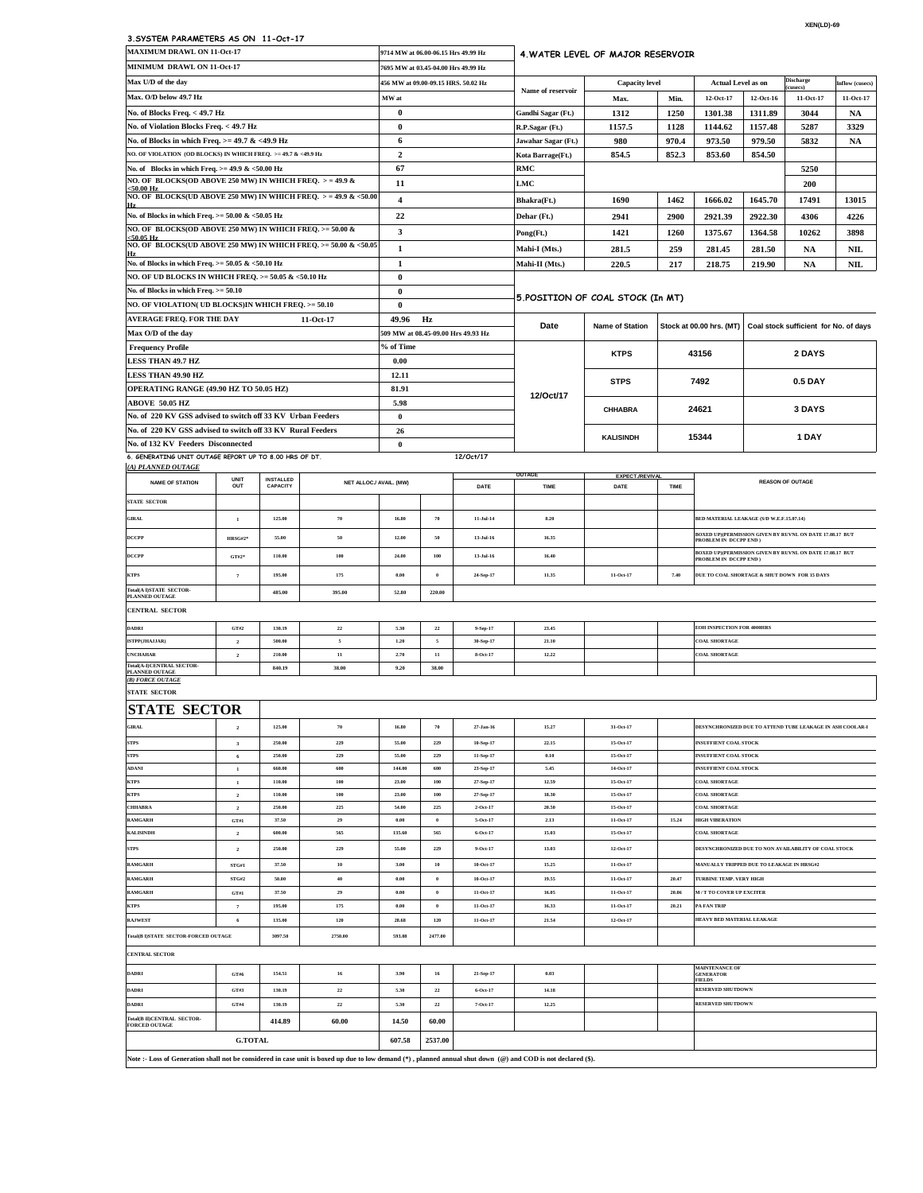XEN(LD)-69

### 3.SYSTEM PARAMETERS AS ON 11-Oct-17

| | |
|---|---|
| MAXIMUM DRAWL ON 11-Oct-17 | 9714 MW at 06.00-06.15 Hrs 49.99 Hz |
| MINIMUM DRAWL ON 11-Oct-17 | 7695 MW at 03.45-04.00 Hrs 49.99 Hz |
| Max U/D of the day | 456 MW at 09.00-09.15 HRS. 50.02 Hz |
| Max. O/D below 49.7 Hz | MW at |
| No. of Blocks Freq. < 49.7 Hz | 0 |
| No. of Violation Blocks Freq. < 49.7 Hz | 0 |
| No. of Blocks in which Freq. >= 49.7 & <49.9 Hz | 6 |
| NO. OF VIOLATION (OD BLOCKS) IN WHICH FREQ. >= 49.7 & <49.9 Hz | 2 |
| No. of Blocks in which Freq. >= 49.9 & <50.00 Hz | 67 |
| NO. OF BLOCKS(OD ABOVE 250 MW) IN WHICH FREQ. > = 49.9 & <50.00 Hz | 11 |
| NO. OF BLOCKS(UD ABOVE 250 MW) IN WHICH FREQ. > = 49.9 & <50.00 Hz | 4 |
| No. of Blocks in which Freq. >= 50.00 & <50.05 Hz | 22 |
| NO. OF BLOCKS(OD ABOVE 250 MW) IN WHICH FREQ. >= 50.00 & <50.05 Hz | 3 |
| NO. OF BLOCKS(UD ABOVE 250 MW) IN WHICH FREQ. >= 50.00 & <50.05 Hz | 1 |
| No. of Blocks in which Freq. >= 50.05 & <50.10 Hz | 1 |
| NO. OF UD BLOCKS IN WHICH FREQ. >= 50.05 & <50.10 Hz | 0 |
| No. of Blocks in which Freq. >= 50.10 | 0 |
| NO. OF VIOLATION( UD BLOCKS)IN WHICH FREQ. >= 50.10 | 0 |
| AVERAGE FREQ. FOR THE DAY 11-Oct-17 | 49.96 Hz |
| Max O/D of the day | 509 MW at 08.45-09.00 Hrs 49.93 Hz |
| Frequency Profile | % of Time |
| LESS THAN 49.7 HZ | 0.00 |
| LESS THAN 49.90 HZ | 12.11 |
| OPERATING RANGE (49.90 HZ TO 50.05 HZ) | 81.91 |
| ABOVE 50.05 HZ | 5.98 |
| No. of 220 KV GSS advised to switch off 33 KV Urban Feeders | 0 |
| No. of 220 KV GSS advised to switch off 33 KV Rural Feeders | 26 |
| No. of 132 KV Feeders Disconnected | 0 |

### 4.WATER LEVEL OF MAJOR RESERVOIR

| Name of reservoir | Capacity level | | Actual Level as on | | Discharge (cusecs) | Inflow (cusecs) |
|---|---|---|---|---|---|---|
| | Max. | Min. | 12-Oct-17 | 12-Oct-16 | 11-Oct-17 | 11-Oct-17 |
| Gandhi Sagar (Ft.) | 1312 | 1250 | 1301.38 | 1311.89 | 3044 | NA |
| R.P.Sagar (Ft.) | 1157.5 | 1128 | 1144.62 | 1157.48 | 5287 | 3329 |
| Jawahar Sagar (Ft.) | 980 | 970.4 | 973.50 | 979.50 | 5832 | NA |
| Kota Barrage(Ft.) | 854.5 | 852.3 | 853.60 | 854.50 | | |
| RMC | | | | | 5250 | |
| LMC | | | | | 200 | |
| Bhakra(Ft.) | 1690 | 1462 | 1666.02 | 1645.70 | 17491 | 13015 |
| Dehar (Ft.) | 2941 | 2900 | 2921.39 | 2922.30 | 4306 | 4226 |
| Pong(Ft.) | 1421 | 1260 | 1375.67 | 1364.58 | 10262 | 3898 |
| Mahi-I (Mts.) | 281.5 | 259 | 281.45 | 281.50 | NA | NIL |
| Mahi-II (Mts.) | 220.5 | 217 | 218.75 | 219.90 | NA | NIL |

### 5.POSITION OF COAL STOCK (In MT)

| Date | Name of Station | Stock at 00.00 hrs. (MT) | Coal stock sufficient for No. of days |
|---|---|---|---|
| 12/Oct/17 | KTPS | 43156 | 2 DAYS |
| | STPS | 7492 | 0.5 DAY |
| | CHHABRA | 24621 | 3 DAYS |
| | KALISINDH | 15344 | 1 DAY |

### 6. GENERATING UNIT OUTAGE REPORT UP TO 8.00 HRS OF DT. 12/Oct/17

| NAME OF STATION | UNIT OUT | INSTALLED CAPACITY | NET ALLOC./ AVAIL. (MW) | | | OUTAGE DATE | OUTAGE TIME | EXPECT./REVIVAL DATE | EXPECT./REVIVAL TIME | REASON OF OUTAGE |
|---|---|---|---|---|---|---|---|---|---|---|
| ***(A) PLANNED OUTAGE*** | | | | | | | | | | |
| **STATE SECTOR** | | | | | | | | | | |
| GIRAL | 1 | 125.00 | 70 | 16.80 | 70 | 11-Jul-14 | 8.20 | | | BED MATERIAL LEAKAGE (S/D W.E.F.15.07.14) |
| DCCPP | HRSG#2* | 55.00 | 50 | 12.00 | 50 | 13-Jul-16 | 16.35 | | | BOXED UP(PERMISSION GIVEN BY RUVNL ON DATE 17.08.17 BUT PROBLEM IN DCCPP END ) |
| DCCPP | GT#2* | 110.00 | 100 | 24.00 | 100 | 13-Jul-16 | 16.40 | | | BOXED UP(PERMISSION GIVEN BY RUVNL ON DATE 17.08.17 BUT PROBLEM IN DCCPP END ) |
| KTPS | 7 | 195.00 | 175 | 0.00 | 0 | 24-Sep-17 | 11.35 | 11-Oct-17 | 7.40 | DUE TO COAL SHORTAGE & SHUT DOWN FOR 15 DAYS |
| Total(A I)STATE SECTOR-PLANNED OUTAGE | | 485.00 | 395.00 | 52.80 | 220.00 | | | | | |
| **CENTRAL SECTOR** | | | | | | | | | | |
| DADRI | GT#2 | 130.19 | 22 | 5.30 | 22 | 9-Sep-17 | 23.45 | | | EOH INSPECTION FOR 4000HRS |
| ISTPP(JHAJJAR) | 2 | 500.00 | 5 | 1.20 | 5 | 30-Sep-17 | 21.10 | | | COAL SHORTAGE |
| UNCHAHAR | 2 | 210.00 | 11 | 2.70 | 11 | 8-Oct-17 | 12.22 | | | COAL SHORTAGE |
| Total(A-II)CENTRAL SECTOR-PLANNED OUTAGE | | 840.19 | 38.00 | 9.20 | 38.00 | | | | | |
| ***(B) FORCE OUTAGE*** | | | | | | | | | | |
| **STATE SECTOR** | | | | | | | | | | |
| GIRAL | 2 | 125.00 | 70 | 16.80 | 70 | 27-Jan-16 | 15.27 | 31-Oct-17 | | DESYNCHRONIZED DUE TO ATTEND TUBE LEAKAGE IN ASH COOLAR-I |
| STPS | 3 | 250.00 | 229 | 55.00 | 229 | 10-Sep-17 | 22.15 | 15-Oct-17 | | INSUFFIENT COAL STOCK |
| STPS | 6 | 250.00 | 229 | 55.00 | 229 | 11-Sep-17 | 0.10 | 15-Oct-17 | | INSUFFIENT COAL STOCK |
| ADANI | 1 | 660.00 | 600 | 144.00 | 600 | 23-Sep-17 | 5.45 | 14-Oct-17 | | INSUFFIENT COAL STOCK |
| KTPS | 1 | 110.00 | 100 | 23.00 | 100 | 27-Sep-17 | 12.59 | 15-Oct-17 | | COAL SHORTAGE |
| KTPS | 2 | 110.00 | 100 | 23.00 | 100 | 27-Sep-17 | 18.30 | 15-Oct-17 | | COAL SHORTAGE |
| CHHABRA | 2 | 250.00 | 225 | 54.00 | 225 | 2-Oct-17 | 20.50 | 15-Oct-17 | | COAL SHORTAGE |
| RAMGARH | GT#1 | 37.50 | 29 | 0.00 | 0 | 5-Oct-17 | 2.13 | 11-Oct-17 | 15.24 | HIGH VIBERATION |
| KALISINDH | 2 | 600.00 | 565 | 135.60 | 565 | 6-Oct-17 | 15.03 | 15-Oct-17 | | COAL SHORTAGE |
| STPS | 2 | 250.00 | 229 | 55.00 | 229 | 9-Oct-17 | 13.03 | 12-Oct-17 | | DESYNCHRONIZED DUE TO NON AVAILABILITY OF COAL STOCK |
| RAMGARH | STG#1 | 37.50 | 10 | 3.00 | 10 | 10-Oct-17 | 15.25 | 11-Oct-17 | | MANUALLY TRIPPED DUE TO LEAKAGE IN HRSG#2 |
| RAMGARH | STG#2 | 50.00 | 40 | 0.00 | 0 | 10-Oct-17 | 19.55 | 11-Oct-17 | 20.47 | TURBINE TEMP. VERY HIGH |
| RAMGARH | GT#1 | 37.50 | 29 | 0.00 | 0 | 11-Oct-17 | 16.05 | 11-Oct-17 | 20.06 | M / T TO COVER UP EXCITER |
| KTPS | 7 | 195.00 | 175 | 0.00 | 0 | 11-Oct-17 | 16.33 | 11-Oct-17 | 20.21 | PA FAN TRIP |
| RAJWEST | 6 | 135.00 | 120 | 28.68 | 120 | 11-Oct-17 | 21.54 | 12-Oct-17 | | HEAVY BED MATERIAL LEAKAGE |
| Total(B I)STATE SECTOR-FORCED OUTAGE | | 3097.50 | 2750.00 | 593.08 | 2477.00 | | | | | |
| **CENTRAL SECTOR** | | | | | | | | | | |
| DADRI | GT#6 | 154.51 | 16 | 3.90 | 16 | 21-Sep-17 | 0.03 | | | MAINTENANCE OF GENERATOR FIELDS |
| DADRI | GT#1 | 130.19 | 22 | 5.30 | 22 | 6-Oct-17 | 14.18 | | | RESERVED SHUTDOWN |
| DADRI | GT#4 | 130.19 | 22 | 5.30 | 22 | 7-Oct-17 | 12.25 | | | RESERVED SHUTDOWN |
| Total(B II)CENTRAL SECTOR-FORCED OUTAGE | | 414.89 | 60.00 | 14.50 | 60.00 | | | | | |
| G.TOTAL | | | | 607.58 | 2537.00 | | | | | |

Note :- Loss of Generation shall not be considered in case unit is boxed up due to low demand (*) , planned annual shut down (@) and COD is not declared ($).